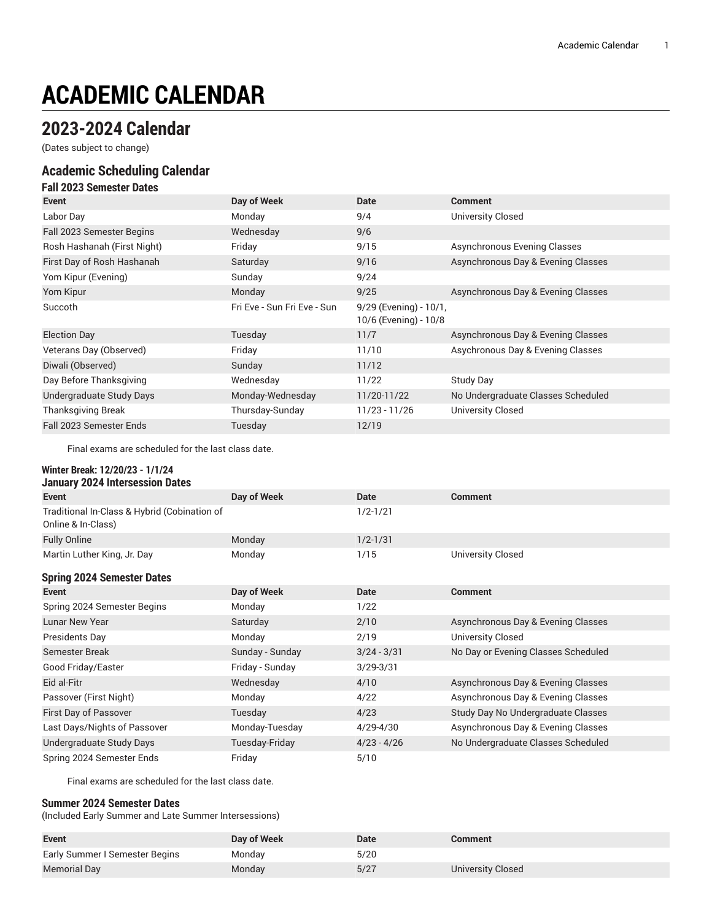# ACADEMIC CALENDAR

## 2023-2024 Calendar

(Dates subject to change)

### Academic Scheduling Calendar

#### Fall 2023 Semester Dates

| Event | Day of Week | Date | Comment |
| --- | --- | --- | --- |
| Labor Day | Monday | 9/4 | University Closed |
| Fall 2023 Semester Begins | Wednesday | 9/6 | |
| Rosh Hashanah (First Night) | Friday | 9/15 | Asynchronous Evening Classes |
| First Day of Rosh Hashanah | Saturday | 9/16 | Asynchronous Day & Evening Classes |
| Yom Kipur (Evening) | Sunday | 9/24 | |
| Yom Kipur | Monday | 9/25 | Asynchronous Day & Evening Classes |
| Succoth | Fri Eve - Sun Fri Eve - Sun | 9/29 (Evening) - 10/1, 10/6 (Evening) - 10/8 | |
| Election Day | Tuesday | 11/7 | Asynchronous Day & Evening Classes |
| Veterans Day (Observed) | Friday | 11/10 | Asychronous Day & Evening Classes |
| Diwali (Observed) | Sunday | 11/12 | |
| Day Before Thanksgiving | Wednesday | 11/22 | Study Day |
| Undergraduate Study Days | Monday-Wednesday | 11/20-11/22 | No Undergraduate Classes Scheduled |
| Thanksgiving Break | Thursday-Sunday | 11/23 - 11/26 | University Closed |
| Fall 2023 Semester Ends | Tuesday | 12/19 | |

Final exams are scheduled for the last class date.

#### Winter Break: 12/20/23 - 1/1/24

#### January 2024 Intersession Dates

| Event | Day of Week | Date | Comment |
| --- | --- | --- | --- |
| Traditional In-Class & Hybrid (Cobination of Online & In-Class) | | 1/2-1/21 | |
| Fully Online | Monday | 1/2-1/31 | |
| Martin Luther King, Jr. Day | Monday | 1/15 | University Closed |

#### Spring 2024 Semester Dates

| Event | Day of Week | Date | Comment |
| --- | --- | --- | --- |
| Spring 2024 Semester Begins | Monday | 1/22 | |
| Lunar New Year | Saturday | 2/10 | Asynchronous Day & Evening Classes |
| Presidents Day | Monday | 2/19 | University Closed |
| Semester Break | Sunday - Sunday | 3/24 - 3/31 | No Day or Evening Classes Scheduled |
| Good Friday/Easter | Friday - Sunday | 3/29-3/31 | |
| Eid al-Fitr | Wednesday | 4/10 | Asynchronous Day & Evening Classes |
| Passover (First Night) | Monday | 4/22 | Asynchronous Day & Evening Classes |
| First Day of Passover | Tuesday | 4/23 | Study Day No Undergraduate Classes |
| Last Days/Nights of Passover | Monday-Tuesday | 4/29-4/30 | Asynchronous Day & Evening Classes |
| Undergraduate Study Days | Tuesday-Friday | 4/23 - 4/26 | No Undergraduate Classes Scheduled |
| Spring 2024 Semester Ends | Friday | 5/10 | |

Final exams are scheduled for the last class date.

#### Summer 2024 Semester Dates

(Included Early Summer and Late Summer Intersessions)

| Event | Day of Week | Date | Comment |
| --- | --- | --- | --- |
| Early Summer I Semester Begins | Monday | 5/20 | |
| Memorial Day | Monday | 5/27 | University Closed |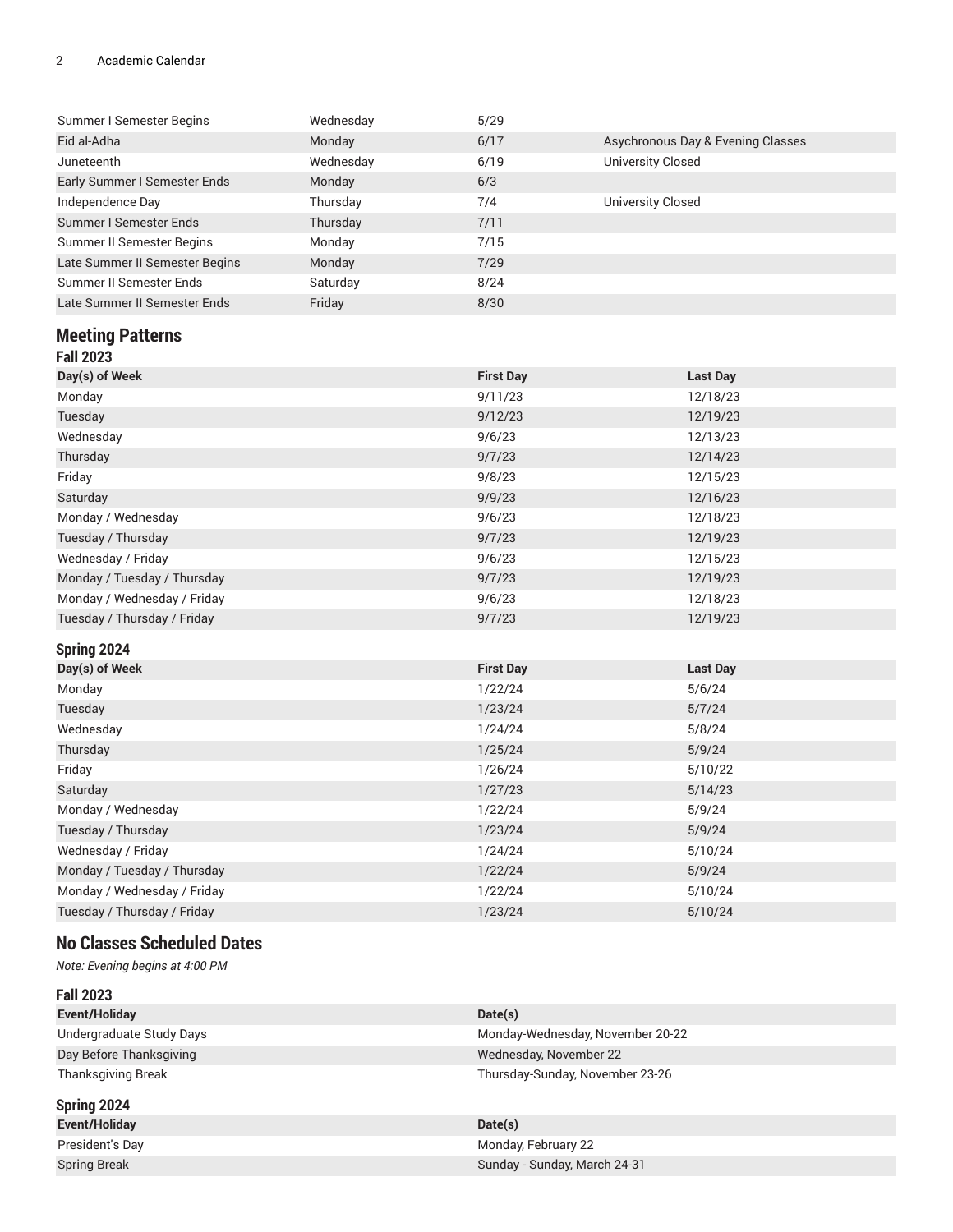| | | | |
|---|---|---|---|
| Summer I Semester Begins | Wednesday | 5/29 | |
| Eid al-Adha | Monday | 6/17 | Asychronous Day & Evening Classes |
| Juneteenth | Wednesday | 6/19 | University Closed |
| Early Summer I Semester Ends | Monday | 6/3 | |
| Independence Day | Thursday | 7/4 | University Closed |
| Summer I Semester Ends | Thursday | 7/11 | |
| Summer II Semester Begins | Monday | 7/15 | |
| Late Summer II Semester Begins | Monday | 7/29 | |
| Summer II Semester Ends | Saturday | 8/24 | |
| Late Summer II Semester Ends | Friday | 8/30 | |

## Meeting Patterns

### Fall 2023

| Day(s) of Week | First Day | Last Day |
|---|---|---|
| Monday | 9/11/23 | 12/18/23 |
| Tuesday | 9/12/23 | 12/19/23 |
| Wednesday | 9/6/23 | 12/13/23 |
| Thursday | 9/7/23 | 12/14/23 |
| Friday | 9/8/23 | 12/15/23 |
| Saturday | 9/9/23 | 12/16/23 |
| Monday / Wednesday | 9/6/23 | 12/18/23 |
| Tuesday / Thursday | 9/7/23 | 12/19/23 |
| Wednesday / Friday | 9/6/23 | 12/15/23 |
| Monday / Tuesday / Thursday | 9/7/23 | 12/19/23 |
| Monday / Wednesday / Friday | 9/6/23 | 12/18/23 |
| Tuesday / Thursday / Friday | 9/7/23 | 12/19/23 |

### Spring 2024

| Day(s) of Week | First Day | Last Day |
|---|---|---|
| Monday | 1/22/24 | 5/6/24 |
| Tuesday | 1/23/24 | 5/7/24 |
| Wednesday | 1/24/24 | 5/8/24 |
| Thursday | 1/25/24 | 5/9/24 |
| Friday | 1/26/24 | 5/10/22 |
| Saturday | 1/27/23 | 5/14/23 |
| Monday / Wednesday | 1/22/24 | 5/9/24 |
| Tuesday / Thursday | 1/23/24 | 5/9/24 |
| Wednesday / Friday | 1/24/24 | 5/10/24 |
| Monday / Tuesday / Thursday | 1/22/24 | 5/9/24 |
| Monday / Wednesday / Friday | 1/22/24 | 5/10/24 |
| Tuesday / Thursday / Friday | 1/23/24 | 5/10/24 |

## No Classes Scheduled Dates

*Note: Evening begins at 4:00 PM*

### Fall 2023

| Event/Holiday | Date(s) |
|---|---|
| Undergraduate Study Days | Monday-Wednesday, November 20-22 |
| Day Before Thanksgiving | Wednesday, November 22 |
| Thanksgiving Break | Thursday-Sunday, November 23-26 |

### Spring 2024

| Event/Holiday | Date(s) |
|---|---|
| President's Day | Monday, February 22 |
| Spring Break | Sunday - Sunday, March 24-31 |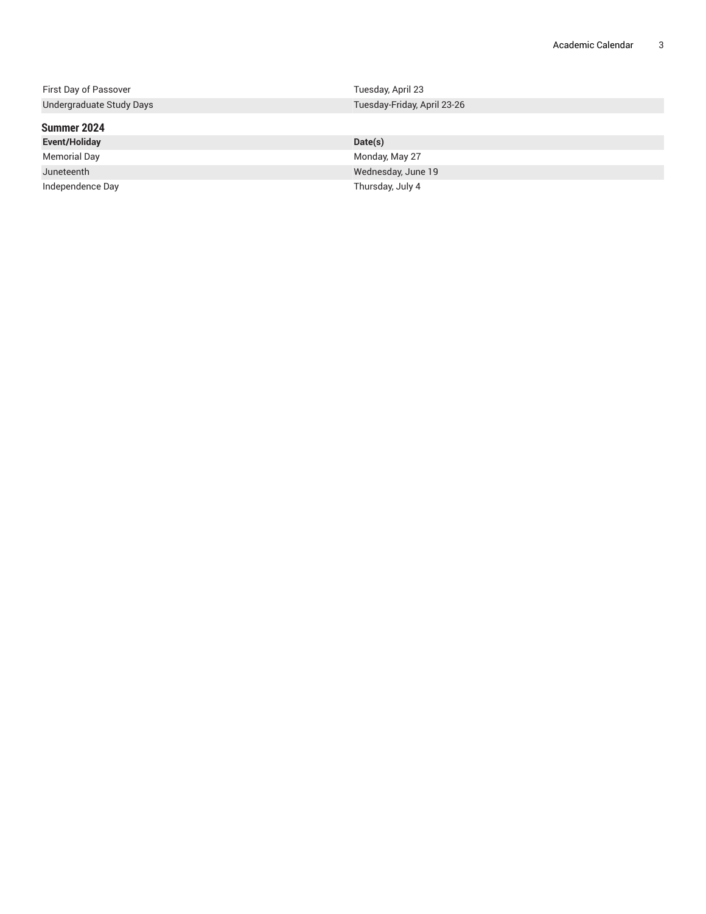| | |
|---|---|
| First Day of Passover | Tuesday, April 23 |
| Undergraduate Study Days | Tuesday-Friday, April 23-26 |

### Summer 2024

| Event/Holiday | Date(s) |
|---|---|
| Memorial Day | Monday, May 27 |
| Juneteenth | Wednesday, June 19 |
| Independence Day | Thursday, July 4 |